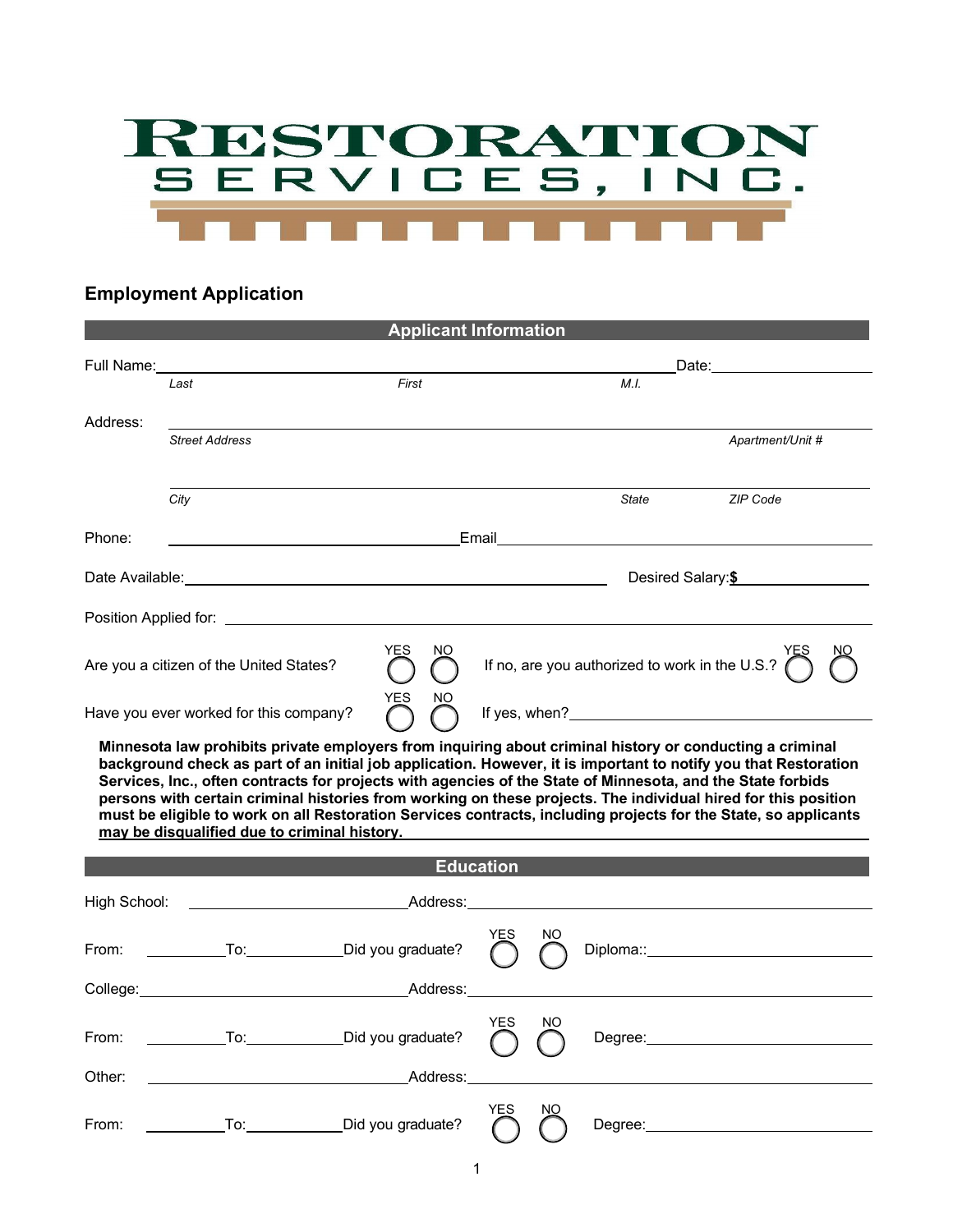# RESTORATION SERVICES, INC.

## Employment Application

### Applicant Information

Full Name: ______________________________ Date: __________

*Last* *First* *M.I.*

Address: ______________________________

*Street Address* *Apartment/Unit #*

______________________________

*City* *State* *ZIP Code*

Phone: ______________ Email ______________

Date Available: ______________ Desired Salary: **$** __________

Position Applied for: ______________________________

Are you a citizen of the United States? YES ◯ NO ◯ If no, are you authorized to work in the U.S.? YES ◯ NO ◯

Have you ever worked for this company? YES ◯ NO ◯ If yes, when? ______________

**Minnesota law prohibits private employers from inquiring about criminal history or conducting a criminal background check as part of an initial job application. However, it is important to notify you that Restoration Services, Inc., often contracts for projects with agencies of the State of Minnesota, and the State forbids persons with certain criminal histories from working on these projects. The individual hired for this position must be eligible to work on all Restoration Services contracts, including projects for the State, so applicants may be disqualified due to criminal history.**

### Education

High School: ______________ Address: ______________

From: ________ To: ________ Did you graduate? YES ◯ NO ◯ Diploma:: ______________

College: ______________ Address: ______________

From: ________ To: ________ Did you graduate? YES ◯ NO ◯ Degree: ______________

Other: ______________ Address: ______________

From: ________ To: ________ Did you graduate? YES ◯ NO ◯ Degree: ______________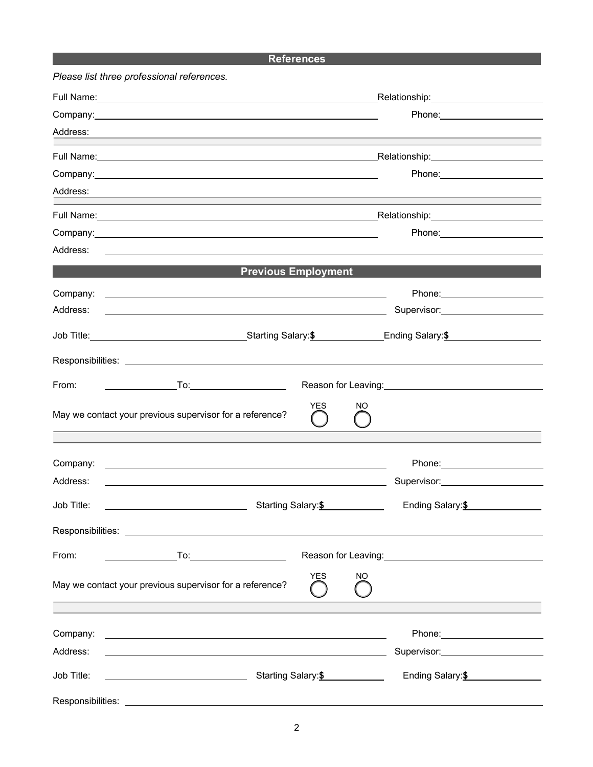## References

*Please list three professional references.*

Full Name: ______________________ Relationship: ______________________

Company: ______________________ Phone: ______________________

Address: ______________________

Full Name: ______________________ Relationship: ______________________

Company: ______________________ Phone: ______________________

Address: ______________________

Full Name: ______________________ Relationship: ______________________

Company: ______________________ Phone: ______________________

Address: ______________________

## Previous Employment

Company: ______________________ Phone: ______________________

Address: ______________________ Supervisor: ______________________

Job Title: ______________________ Starting Salary: **$** ____________ Ending Salary: **$** ____________

Responsibilities: ______________________

From: ____________ To: ____________ Reason for Leaving: ______________________

May we contact your previous supervisor for a reference? YES ◯ NO ◯

Company: ______________________ Phone: ______________________

Address: ______________________ Supervisor: ______________________

Job Title: ______________________ Starting Salary: **$** ____________ Ending Salary: **$** ____________

Responsibilities: ______________________

From: ____________ To: ____________ Reason for Leaving: ______________________

May we contact your previous supervisor for a reference? YES ◯ NO ◯

Company: ______________________ Phone: ______________________

Address: ______________________ Supervisor: ______________________

Job Title: ______________________ Starting Salary: **$** ____________ Ending Salary: **$** ____________

Responsibilities: ______________________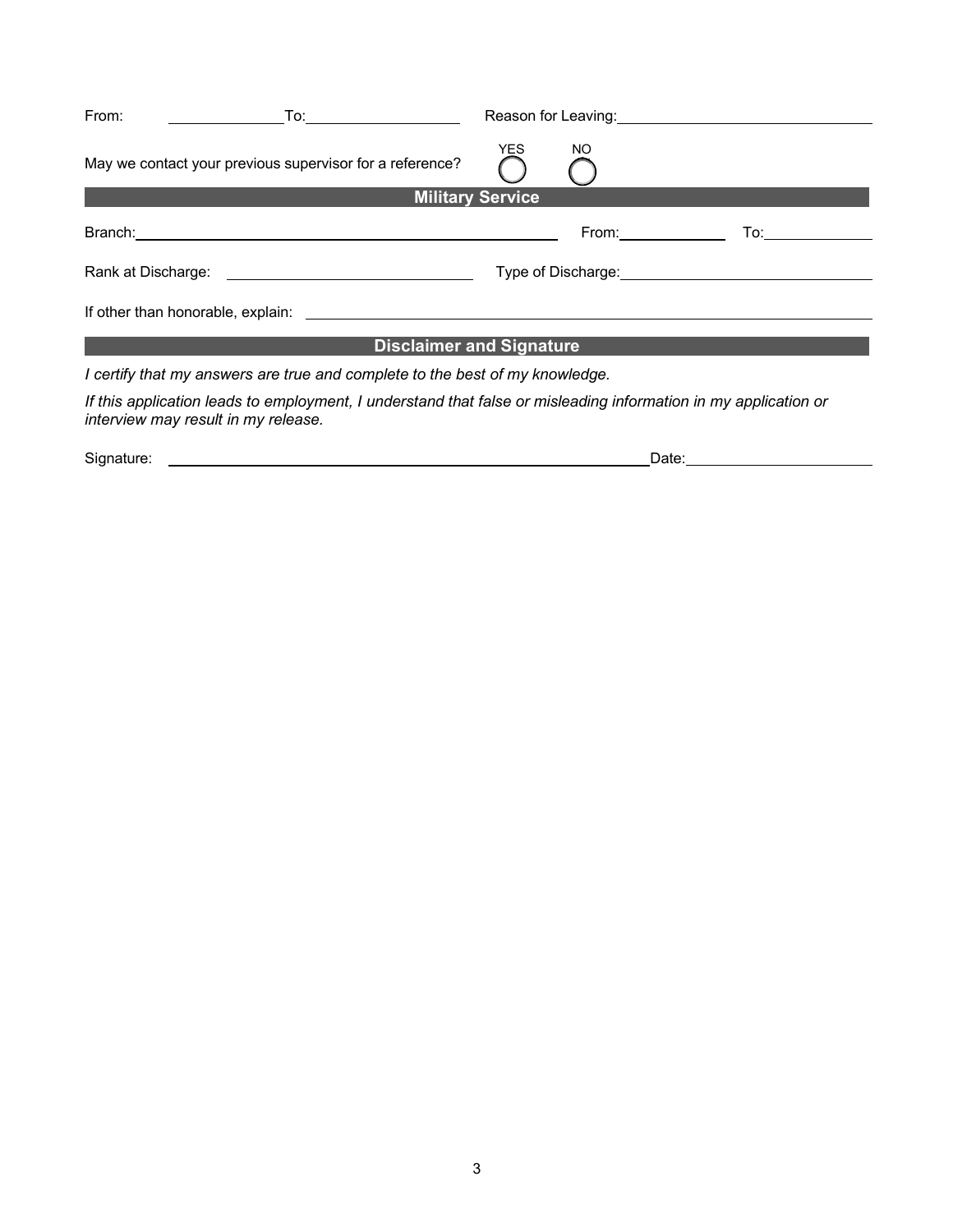From: \_\_\_\_\_\_\_\_\_\_\_\_\_\_ To: \_\_\_\_\_\_\_\_\_\_\_\_\_\_\_\_\_\_\_\_ Reason for Leaving: \_\_\_\_\_\_\_\_\_\_\_\_\_\_\_\_\_\_\_\_\_\_\_\_\_\_\_\_\_\_

May we contact your previous supervisor for a reference? YES ◯ NO ◯

## Military Service

Branch: \_\_\_\_\_\_\_\_\_\_\_\_\_\_\_\_\_\_\_\_\_\_\_\_\_\_\_\_\_\_\_\_\_\_\_\_\_\_\_\_\_\_\_\_ From: \_\_\_\_\_\_\_\_\_\_\_\_ To: \_\_\_\_\_\_\_\_\_\_\_\_

Rank at Discharge: \_\_\_\_\_\_\_\_\_\_\_\_\_\_\_\_\_\_\_\_\_\_\_\_\_\_\_\_\_\_ Type of Discharge: \_\_\_\_\_\_\_\_\_\_\_\_\_\_\_\_\_\_\_\_\_\_\_\_\_\_\_\_\_\_

If other than honorable, explain: \_\_\_\_\_\_\_\_\_\_\_\_\_\_\_\_\_\_\_\_\_\_\_\_\_\_\_\_\_\_\_\_\_\_\_\_\_\_\_\_\_\_\_\_\_\_\_\_\_\_\_\_\_\_\_\_\_\_\_\_

## Disclaimer and Signature

*I certify that my answers are true and complete to the best of my knowledge.*

*If this application leads to employment, I understand that false or misleading information in my application or interview may result in my release.*

Signature: \_\_\_\_\_\_\_\_\_\_\_\_\_\_\_\_\_\_\_\_\_\_\_\_\_\_\_\_\_\_\_\_\_\_\_\_\_\_\_\_\_\_\_\_\_\_\_\_\_\_\_\_\_\_\_\_\_\_ Date: \_\_\_\_\_\_\_\_\_\_\_\_\_\_\_\_\_\_\_\_\_\_